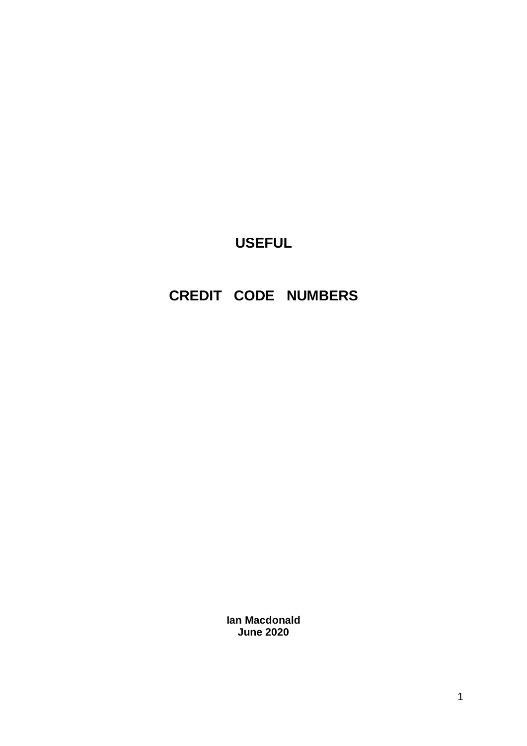# USEFUL

# CREDIT CODE NUMBERS

**Ian Macdonald**
**June 2020**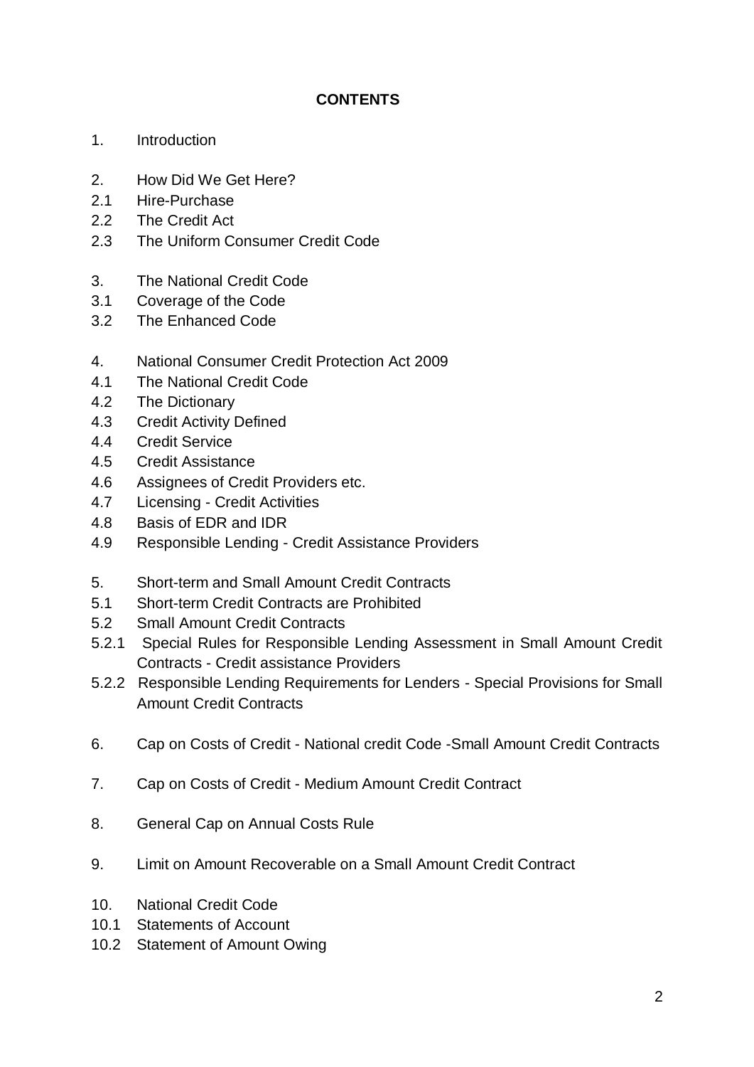**CONTENTS**

1. Introduction

2. How Did We Get Here?
2.1 Hire-Purchase
2.2 The Credit Act
2.3 The Uniform Consumer Credit Code

3. The National Credit Code
3.1 Coverage of the Code
3.2 The Enhanced Code

4. National Consumer Credit Protection Act 2009
4.1 The National Credit Code
4.2 The Dictionary
4.3 Credit Activity Defined
4.4 Credit Service
4.5 Credit Assistance
4.6 Assignees of Credit Providers etc.
4.7 Licensing - Credit Activities
4.8 Basis of EDR and IDR
4.9 Responsible Lending - Credit Assistance Providers

5. Short-term and Small Amount Credit Contracts
5.1 Short-term Credit Contracts are Prohibited
5.2 Small Amount Credit Contracts
5.2.1 Special Rules for Responsible Lending Assessment in Small Amount Credit Contracts - Credit assistance Providers
5.2.2 Responsible Lending Requirements for Lenders - Special Provisions for Small Amount Credit Contracts

6. Cap on Costs of Credit - National credit Code -Small Amount Credit Contracts

7. Cap on Costs of Credit - Medium Amount Credit Contract

8. General Cap on Annual Costs Rule

9. Limit on Amount Recoverable on a Small Amount Credit Contract

10. National Credit Code
10.1 Statements of Account
10.2 Statement of Amount Owing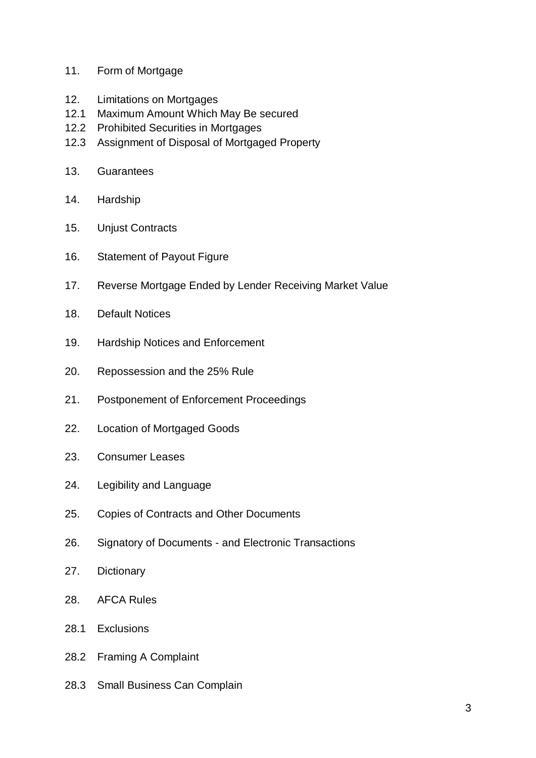11. Form of Mortgage

12. Limitations on Mortgages
12.1 Maximum Amount Which May Be secured
12.2 Prohibited Securities in Mortgages
12.3 Assignment of Disposal of Mortgaged Property

13. Guarantees

14. Hardship

15. Unjust Contracts

16. Statement of Payout Figure

17. Reverse Mortgage Ended by Lender Receiving Market Value

18. Default Notices

19. Hardship Notices and Enforcement

20. Repossession and the 25% Rule

21. Postponement of Enforcement Proceedings

22. Location of Mortgaged Goods

23. Consumer Leases

24. Legibility and Language

25. Copies of Contracts and Other Documents

26. Signatory of Documents - and Electronic Transactions

27. Dictionary

28. AFCA Rules

28.1 Exclusions

28.2 Framing A Complaint

28.3 Small Business Can Complain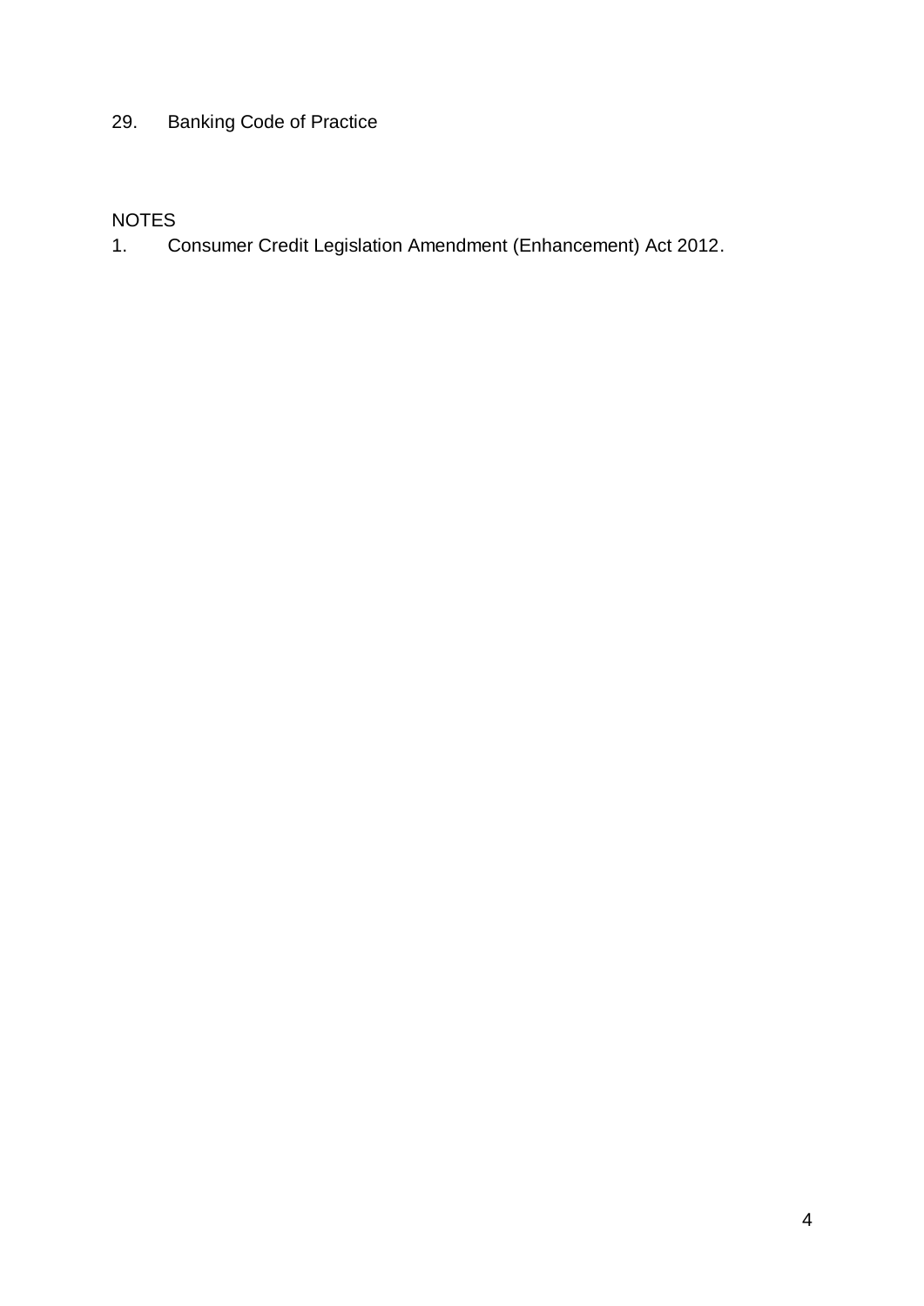29. Banking Code of Practice

NOTES

1. Consumer Credit Legislation Amendment (Enhancement) Act 2012.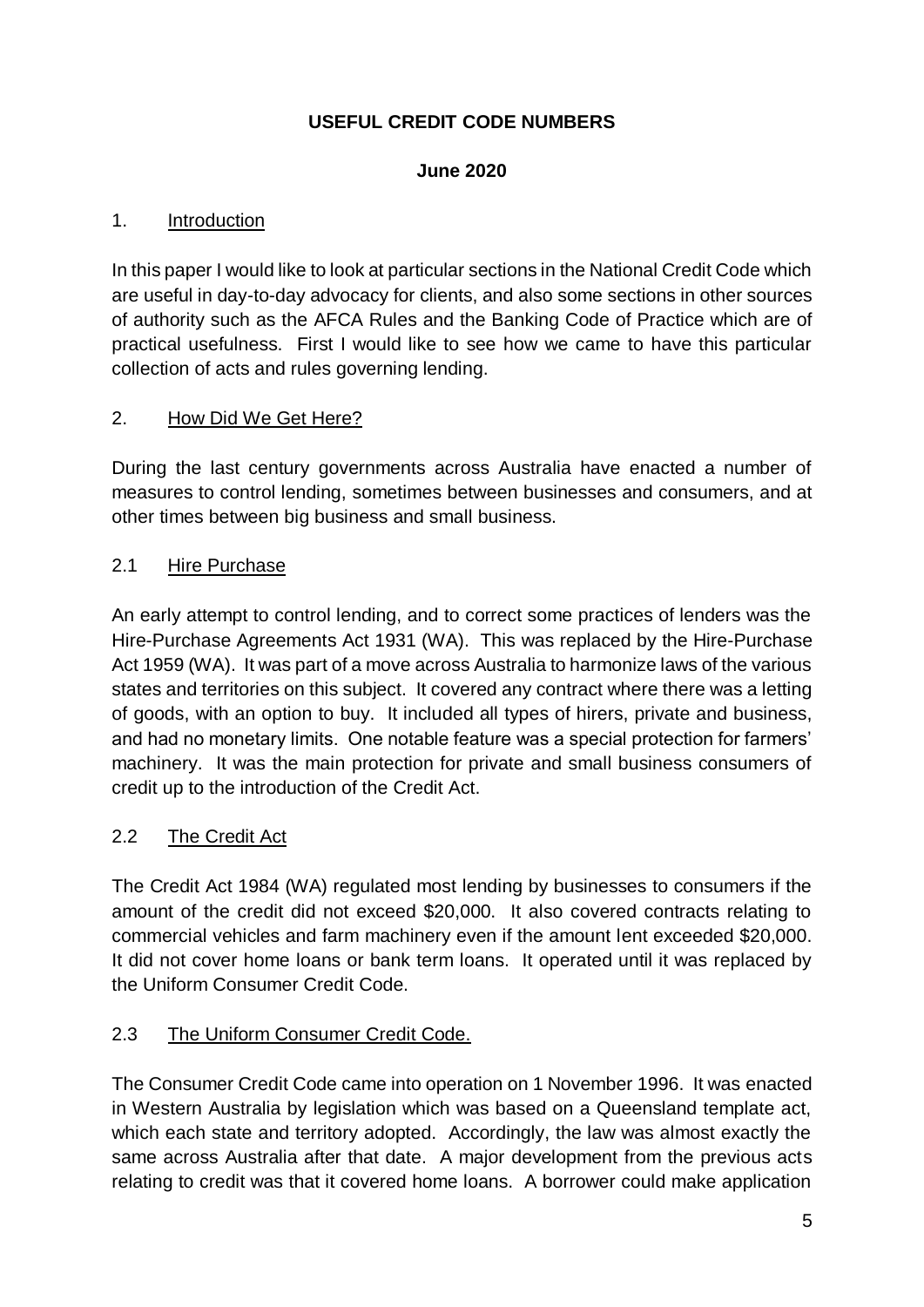# USEFUL CREDIT CODE NUMBERS

**June 2020**

## 1. Introduction

In this paper I would like to look at particular sections in the National Credit Code which are useful in day-to-day advocacy for clients, and also some sections in other sources of authority such as the AFCA Rules and the Banking Code of Practice which are of practical usefulness. First I would like to see how we came to have this particular collection of acts and rules governing lending.

## 2. How Did We Get Here?

During the last century governments across Australia have enacted a number of measures to control lending, sometimes between businesses and consumers, and at other times between big business and small business.

### 2.1 Hire Purchase

An early attempt to control lending, and to correct some practices of lenders was the Hire-Purchase Agreements Act 1931 (WA). This was replaced by the Hire-Purchase Act 1959 (WA). It was part of a move across Australia to harmonize laws of the various states and territories on this subject. It covered any contract where there was a letting of goods, with an option to buy. It included all types of hirers, private and business, and had no monetary limits. One notable feature was a special protection for farmers' machinery. It was the main protection for private and small business consumers of credit up to the introduction of the Credit Act.

### 2.2 The Credit Act

The Credit Act 1984 (WA) regulated most lending by businesses to consumers if the amount of the credit did not exceed $20,000. It also covered contracts relating to commercial vehicles and farm machinery even if the amount lent exceeded $20,000. It did not cover home loans or bank term loans. It operated until it was replaced by the Uniform Consumer Credit Code.

### 2.3 The Uniform Consumer Credit Code.

The Consumer Credit Code came into operation on 1 November 1996. It was enacted in Western Australia by legislation which was based on a Queensland template act, which each state and territory adopted. Accordingly, the law was almost exactly the same across Australia after that date. A major development from the previous acts relating to credit was that it covered home loans. A borrower could make application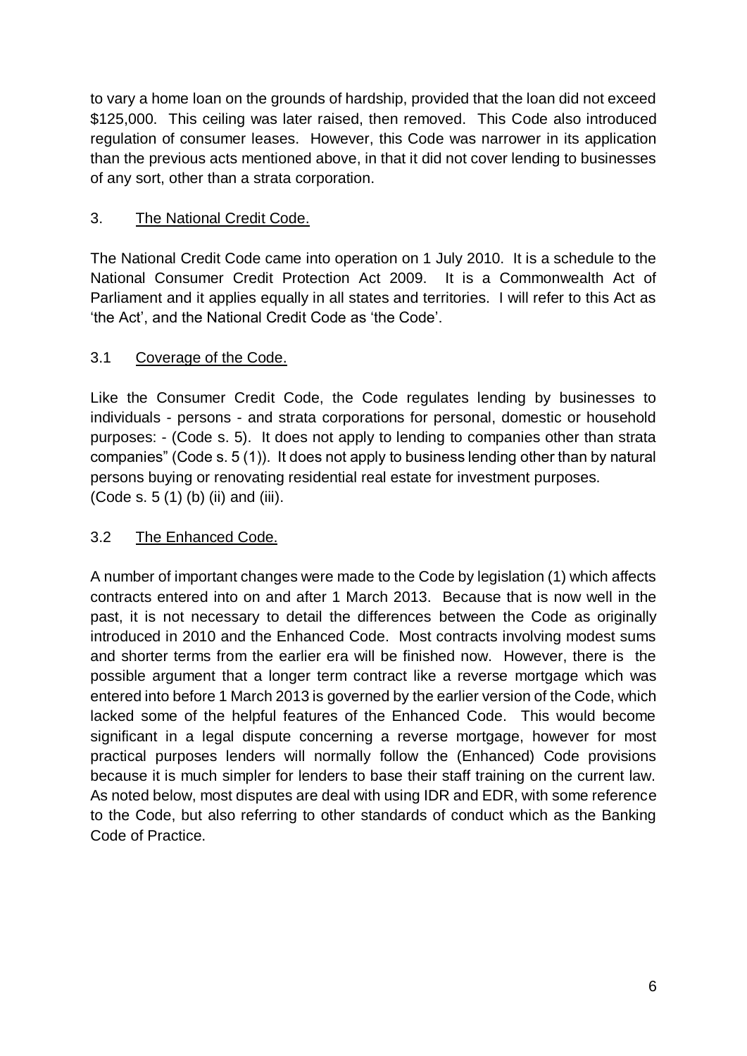to vary a home loan on the grounds of hardship, provided that the loan did not exceed $125,000. This ceiling was later raised, then removed. This Code also introduced regulation of consumer leases. However, this Code was narrower in its application than the previous acts mentioned above, in that it did not cover lending to businesses of any sort, other than a strata corporation.

## 3. The National Credit Code.

The National Credit Code came into operation on 1 July 2010. It is a schedule to the National Consumer Credit Protection Act 2009. It is a Commonwealth Act of Parliament and it applies equally in all states and territories. I will refer to this Act as 'the Act', and the National Credit Code as 'the Code'.

### 3.1 Coverage of the Code.

Like the Consumer Credit Code, the Code regulates lending by businesses to individuals - persons - and strata corporations for personal, domestic or household purposes: - (Code s. 5). It does not apply to lending to companies other than strata companies" (Code s. 5 (1)). It does not apply to business lending other than by natural persons buying or renovating residential real estate for investment purposes. (Code s. 5 (1) (b) (ii) and (iii).

### 3.2 The Enhanced Code.

A number of important changes were made to the Code by legislation (1) which affects contracts entered into on and after 1 March 2013. Because that is now well in the past, it is not necessary to detail the differences between the Code as originally introduced in 2010 and the Enhanced Code. Most contracts involving modest sums and shorter terms from the earlier era will be finished now. However, there is the possible argument that a longer term contract like a reverse mortgage which was entered into before 1 March 2013 is governed by the earlier version of the Code, which lacked some of the helpful features of the Enhanced Code. This would become significant in a legal dispute concerning a reverse mortgage, however for most practical purposes lenders will normally follow the (Enhanced) Code provisions because it is much simpler for lenders to base their staff training on the current law. As noted below, most disputes are deal with using IDR and EDR, with some reference to the Code, but also referring to other standards of conduct which as the Banking Code of Practice.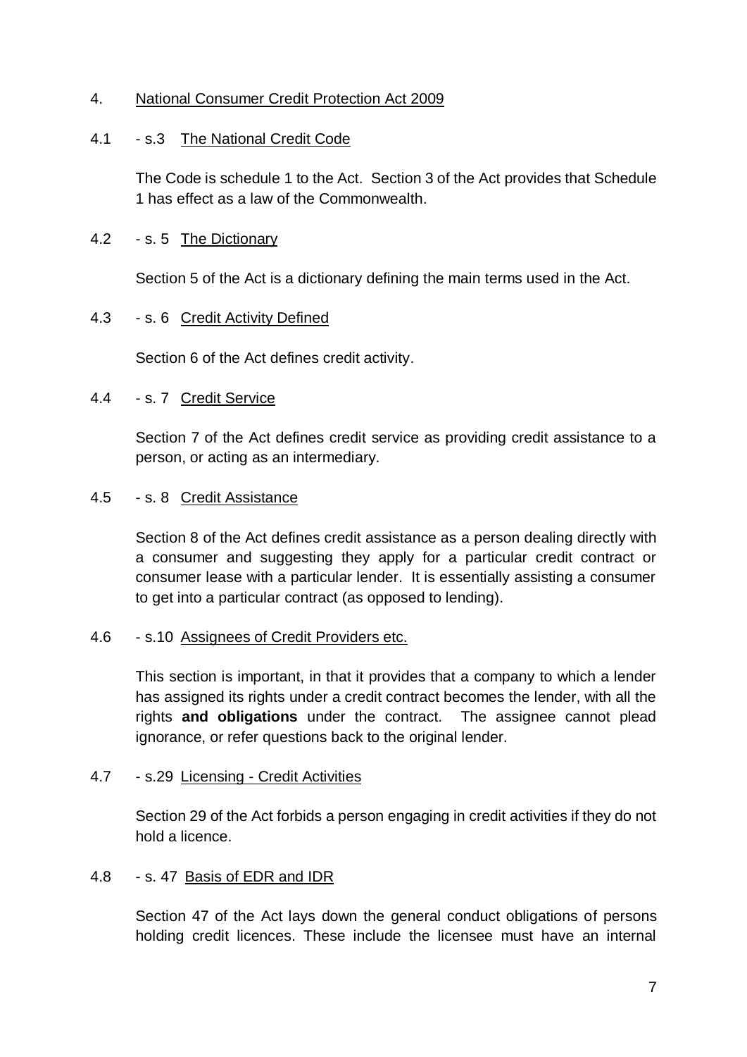## 4. National Consumer Credit Protection Act 2009

### 4.1 - s.3 The National Credit Code

The Code is schedule 1 to the Act. Section 3 of the Act provides that Schedule 1 has effect as a law of the Commonwealth.

### 4.2 - s. 5 The Dictionary

Section 5 of the Act is a dictionary defining the main terms used in the Act.

### 4.3 - s. 6 Credit Activity Defined

Section 6 of the Act defines credit activity.

### 4.4 - s. 7 Credit Service

Section 7 of the Act defines credit service as providing credit assistance to a person, or acting as an intermediary.

### 4.5 - s. 8 Credit Assistance

Section 8 of the Act defines credit assistance as a person dealing directly with a consumer and suggesting they apply for a particular credit contract or consumer lease with a particular lender. It is essentially assisting a consumer to get into a particular contract (as opposed to lending).

### 4.6 - s.10 Assignees of Credit Providers etc.

This section is important, in that it provides that a company to which a lender has assigned its rights under a credit contract becomes the lender, with all the rights **and obligations** under the contract. The assignee cannot plead ignorance, or refer questions back to the original lender.

### 4.7 - s.29 Licensing - Credit Activities

Section 29 of the Act forbids a person engaging in credit activities if they do not hold a licence.

### 4.8 - s. 47 Basis of EDR and IDR

Section 47 of the Act lays down the general conduct obligations of persons holding credit licences. These include the licensee must have an internal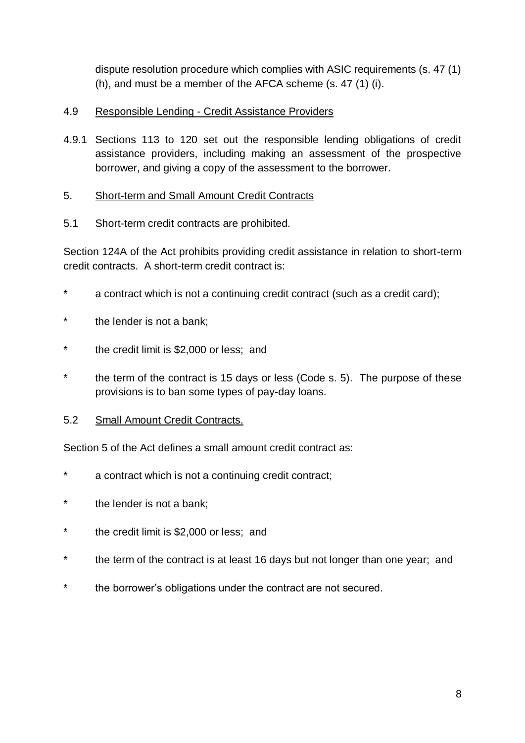dispute resolution procedure which complies with ASIC requirements (s. 47 (1) (h), and must be a member of the AFCA scheme (s. 47 (1) (i).

4.9 <u>Responsible Lending - Credit Assistance Providers</u>

4.9.1 Sections 113 to 120 set out the responsible lending obligations of credit assistance providers, including making an assessment of the prospective borrower, and giving a copy of the assessment to the borrower.

5. <u>Short-term and Small Amount Credit Contracts</u>

5.1 Short-term credit contracts are prohibited.

Section 124A of the Act prohibits providing credit assistance in relation to short-term credit contracts. A short-term credit contract is:

* a contract which is not a continuing credit contract (such as a credit card);
* the lender is not a bank;
* the credit limit is $2,000 or less; and
* the term of the contract is 15 days or less (Code s. 5). The purpose of these provisions is to ban some types of pay-day loans.

5.2 <u>Small Amount Credit Contracts.</u>

Section 5 of the Act defines a small amount credit contract as:

* a contract which is not a continuing credit contract;
* the lender is not a bank;
* the credit limit is $2,000 or less; and
* the term of the contract is at least 16 days but not longer than one year; and
* the borrower's obligations under the contract are not secured.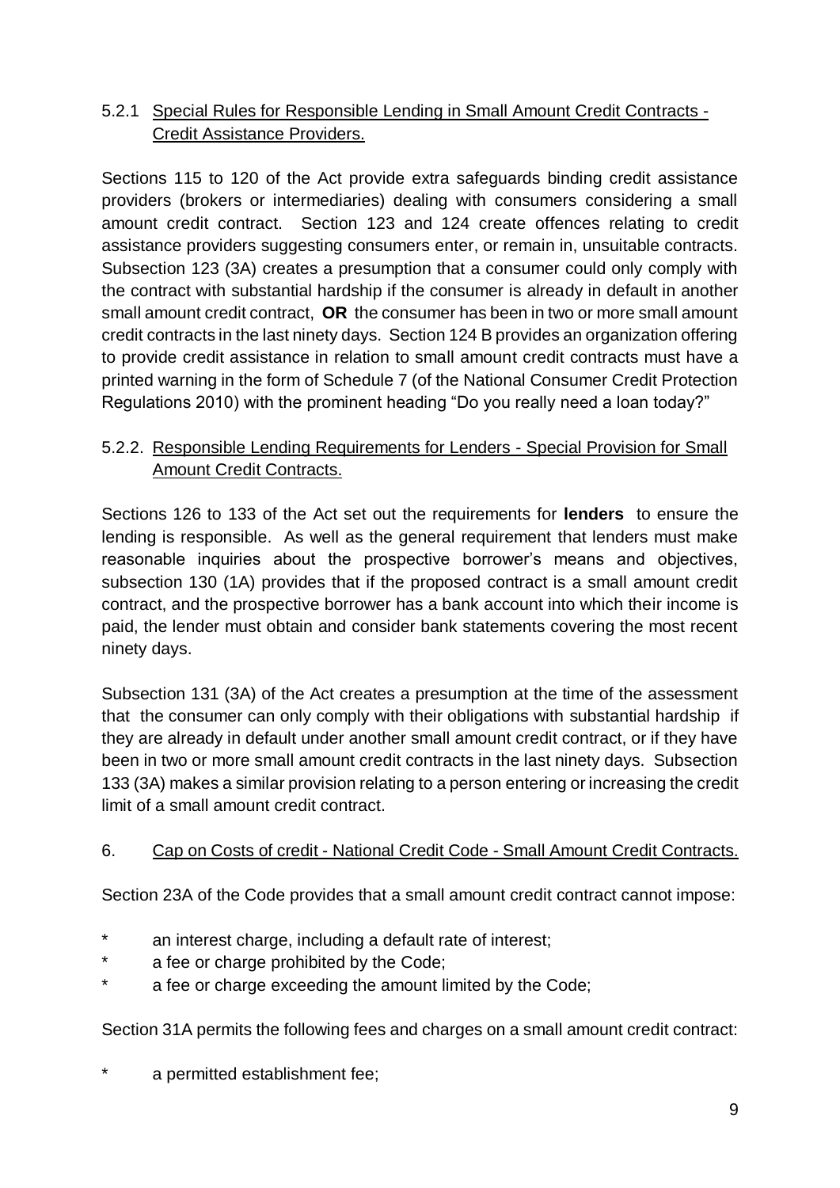### 5.2.1 Special Rules for Responsible Lending in Small Amount Credit Contracts - Credit Assistance Providers.

Sections 115 to 120 of the Act provide extra safeguards binding credit assistance providers (brokers or intermediaries) dealing with consumers considering a small amount credit contract. Section 123 and 124 create offences relating to credit assistance providers suggesting consumers enter, or remain in, unsuitable contracts. Subsection 123 (3A) creates a presumption that a consumer could only comply with the contract with substantial hardship if the consumer is already in default in another small amount credit contract, **OR** the consumer has been in two or more small amount credit contracts in the last ninety days. Section 124 B provides an organization offering to provide credit assistance in relation to small amount credit contracts must have a printed warning in the form of Schedule 7 (of the National Consumer Credit Protection Regulations 2010) with the prominent heading "Do you really need a loan today?"

### 5.2.2. Responsible Lending Requirements for Lenders - Special Provision for Small Amount Credit Contracts.

Sections 126 to 133 of the Act set out the requirements for **lenders** to ensure the lending is responsible. As well as the general requirement that lenders must make reasonable inquiries about the prospective borrower's means and objectives, subsection 130 (1A) provides that if the proposed contract is a small amount credit contract, and the prospective borrower has a bank account into which their income is paid, the lender must obtain and consider bank statements covering the most recent ninety days.

Subsection 131 (3A) of the Act creates a presumption at the time of the assessment that the consumer can only comply with their obligations with substantial hardship if they are already in default under another small amount credit contract, or if they have been in two or more small amount credit contracts in the last ninety days. Subsection 133 (3A) makes a similar provision relating to a person entering or increasing the credit limit of a small amount credit contract.

## 6. Cap on Costs of credit - National Credit Code - Small Amount Credit Contracts.

Section 23A of the Code provides that a small amount credit contract cannot impose:

* an interest charge, including a default rate of interest;
* a fee or charge prohibited by the Code;
* a fee or charge exceeding the amount limited by the Code;

Section 31A permits the following fees and charges on a small amount credit contract:

* a permitted establishment fee;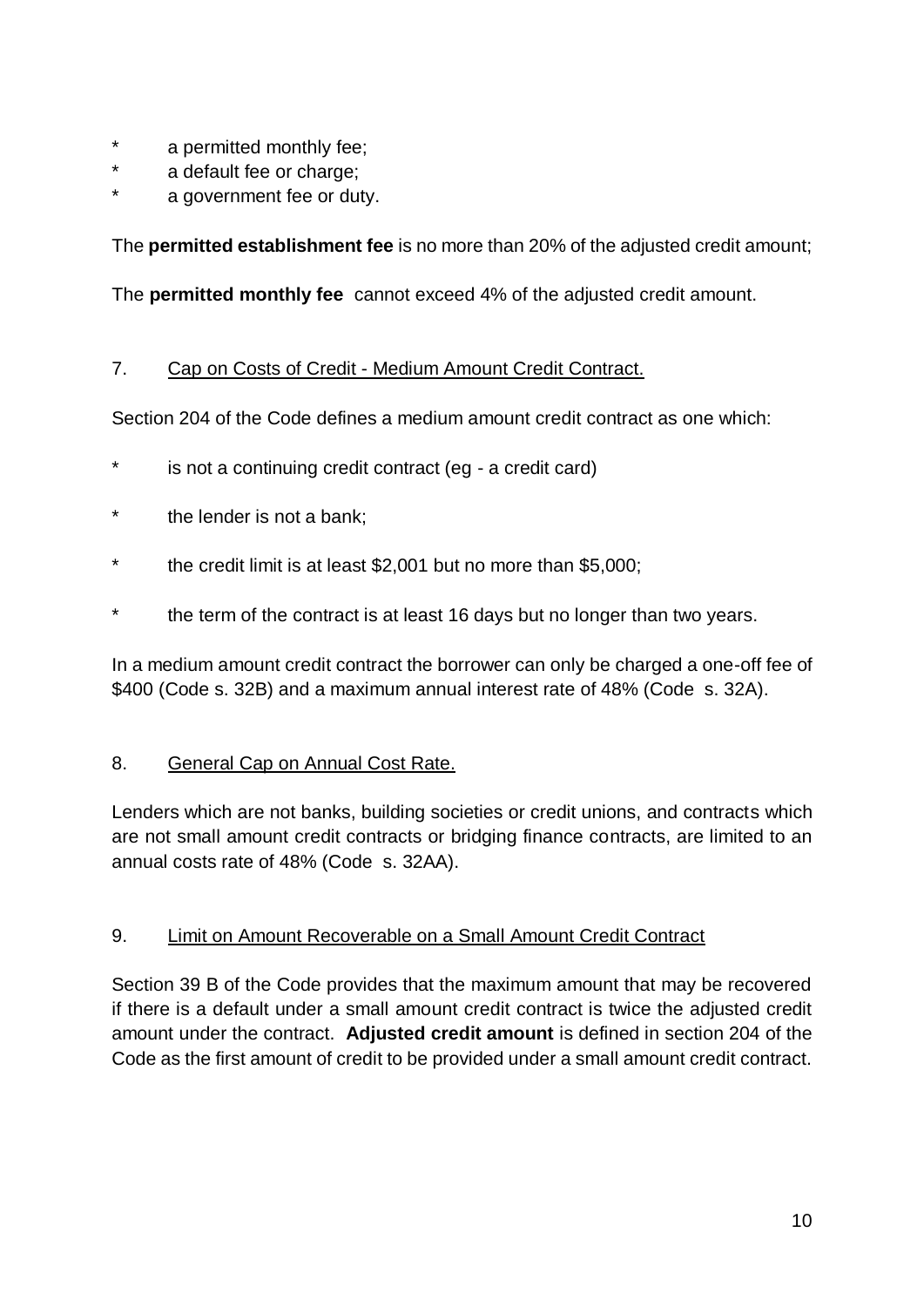* a permitted monthly fee;
* a default fee or charge;
* a government fee or duty.

The **permitted establishment fee** is no more than 20% of the adjusted credit amount;

The **permitted monthly fee** cannot exceed 4% of the adjusted credit amount.

## 7. Cap on Costs of Credit - Medium Amount Credit Contract.

Section 204 of the Code defines a medium amount credit contract as one which:

* is not a continuing credit contract (eg - a credit card)
* the lender is not a bank;
* the credit limit is at least $2,001 but no more than $5,000;
* the term of the contract is at least 16 days but no longer than two years.

In a medium amount credit contract the borrower can only be charged a one-off fee of $400 (Code s. 32B) and a maximum annual interest rate of 48% (Code s. 32A).

## 8. General Cap on Annual Cost Rate.

Lenders which are not banks, building societies or credit unions, and contracts which are not small amount credit contracts or bridging finance contracts, are limited to an annual costs rate of 48% (Code s. 32AA).

## 9. Limit on Amount Recoverable on a Small Amount Credit Contract

Section 39 B of the Code provides that the maximum amount that may be recovered if there is a default under a small amount credit contract is twice the adjusted credit amount under the contract. **Adjusted credit amount** is defined in section 204 of the Code as the first amount of credit to be provided under a small amount credit contract.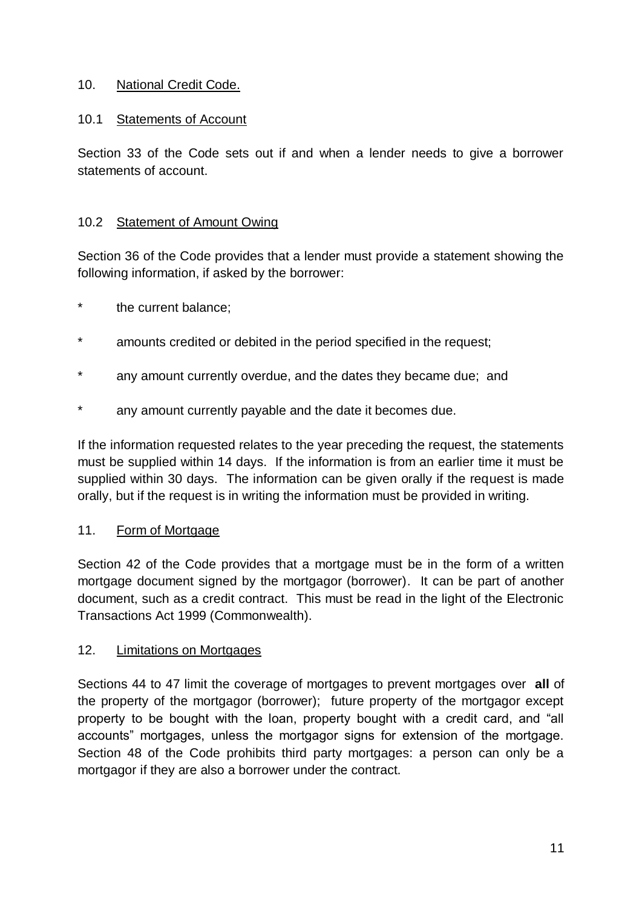## 10. National Credit Code.

### 10.1 Statements of Account

Section 33 of the Code sets out if and when a lender needs to give a borrower statements of account.

### 10.2 Statement of Amount Owing

Section 36 of the Code provides that a lender must provide a statement showing the following information, if asked by the borrower:

* the current balance;
* amounts credited or debited in the period specified in the request;
* any amount currently overdue, and the dates they became due; and
* any amount currently payable and the date it becomes due.

If the information requested relates to the year preceding the request, the statements must be supplied within 14 days. If the information is from an earlier time it must be supplied within 30 days. The information can be given orally if the request is made orally, but if the request is in writing the information must be provided in writing.

## 11. Form of Mortgage

Section 42 of the Code provides that a mortgage must be in the form of a written mortgage document signed by the mortgagor (borrower). It can be part of another document, such as a credit contract. This must be read in the light of the Electronic Transactions Act 1999 (Commonwealth).

## 12. Limitations on Mortgages

Sections 44 to 47 limit the coverage of mortgages to prevent mortgages over **all** of the property of the mortgagor (borrower); future property of the mortgagor except property to be bought with the loan, property bought with a credit card, and "all accounts" mortgages, unless the mortgagor signs for extension of the mortgage. Section 48 of the Code prohibits third party mortgages: a person can only be a mortgagor if they are also a borrower under the contract.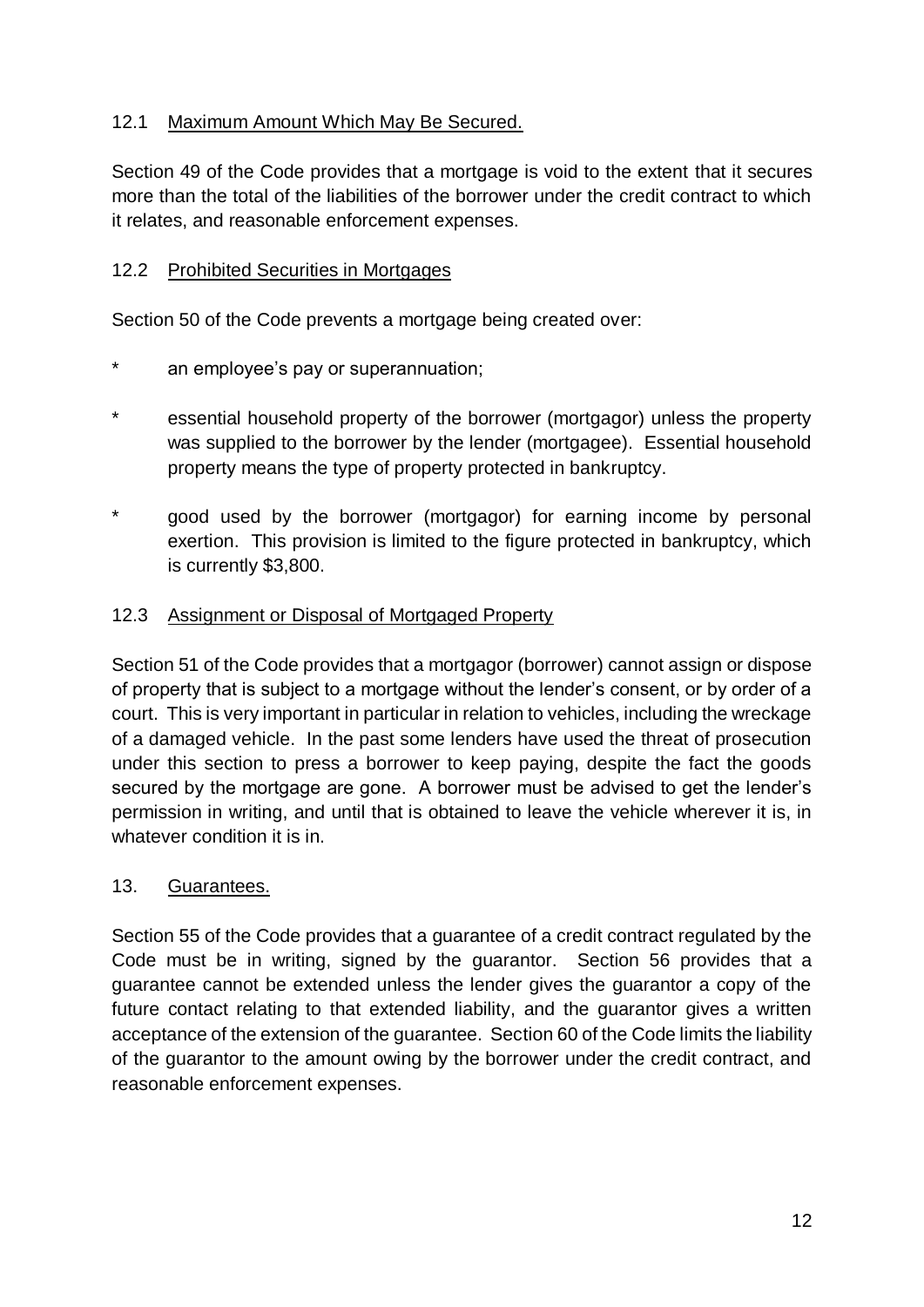### 12.1 Maximum Amount Which May Be Secured.

Section 49 of the Code provides that a mortgage is void to the extent that it secures more than the total of the liabilities of the borrower under the credit contract to which it relates, and reasonable enforcement expenses.

### 12.2 Prohibited Securities in Mortgages

Section 50 of the Code prevents a mortgage being created over:

* an employee's pay or superannuation;
* essential household property of the borrower (mortgagor) unless the property was supplied to the borrower by the lender (mortgagee). Essential household property means the type of property protected in bankruptcy.
* good used by the borrower (mortgagor) for earning income by personal exertion. This provision is limited to the figure protected in bankruptcy, which is currently $3,800.

### 12.3 Assignment or Disposal of Mortgaged Property

Section 51 of the Code provides that a mortgagor (borrower) cannot assign or dispose of property that is subject to a mortgage without the lender's consent, or by order of a court. This is very important in particular in relation to vehicles, including the wreckage of a damaged vehicle. In the past some lenders have used the threat of prosecution under this section to press a borrower to keep paying, despite the fact the goods secured by the mortgage are gone. A borrower must be advised to get the lender's permission in writing, and until that is obtained to leave the vehicle wherever it is, in whatever condition it is in.

## 13. Guarantees.

Section 55 of the Code provides that a guarantee of a credit contract regulated by the Code must be in writing, signed by the guarantor. Section 56 provides that a guarantee cannot be extended unless the lender gives the guarantor a copy of the future contact relating to that extended liability, and the guarantor gives a written acceptance of the extension of the guarantee. Section 60 of the Code limits the liability of the guarantor to the amount owing by the borrower under the credit contract, and reasonable enforcement expenses.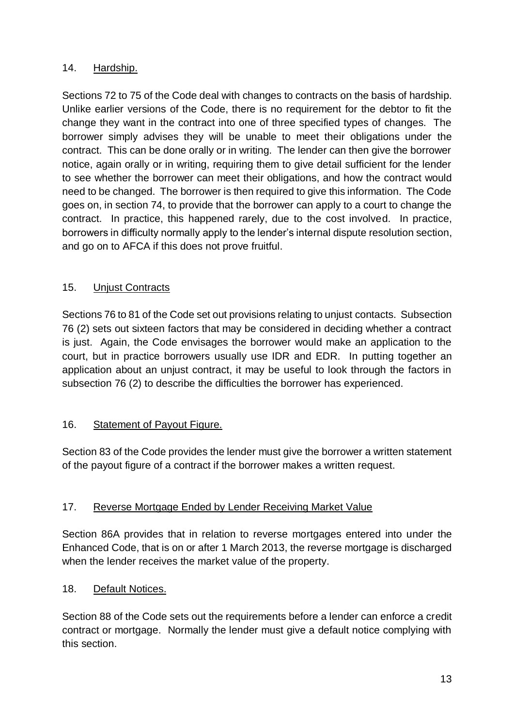## 14. Hardship.

Sections 72 to 75 of the Code deal with changes to contracts on the basis of hardship. Unlike earlier versions of the Code, there is no requirement for the debtor to fit the change they want in the contract into one of three specified types of changes. The borrower simply advises they will be unable to meet their obligations under the contract. This can be done orally or in writing. The lender can then give the borrower notice, again orally or in writing, requiring them to give detail sufficient for the lender to see whether the borrower can meet their obligations, and how the contract would need to be changed. The borrower is then required to give this information. The Code goes on, in section 74, to provide that the borrower can apply to a court to change the contract. In practice, this happened rarely, due to the cost involved. In practice, borrowers in difficulty normally apply to the lender's internal dispute resolution section, and go on to AFCA if this does not prove fruitful.

## 15. Unjust Contracts

Sections 76 to 81 of the Code set out provisions relating to unjust contacts. Subsection 76 (2) sets out sixteen factors that may be considered in deciding whether a contract is just. Again, the Code envisages the borrower would make an application to the court, but in practice borrowers usually use IDR and EDR. In putting together an application about an unjust contract, it may be useful to look through the factors in subsection 76 (2) to describe the difficulties the borrower has experienced.

## 16. Statement of Payout Figure.

Section 83 of the Code provides the lender must give the borrower a written statement of the payout figure of a contract if the borrower makes a written request.

## 17. Reverse Mortgage Ended by Lender Receiving Market Value

Section 86A provides that in relation to reverse mortgages entered into under the Enhanced Code, that is on or after 1 March 2013, the reverse mortgage is discharged when the lender receives the market value of the property.

## 18. Default Notices.

Section 88 of the Code sets out the requirements before a lender can enforce a credit contract or mortgage. Normally the lender must give a default notice complying with this section.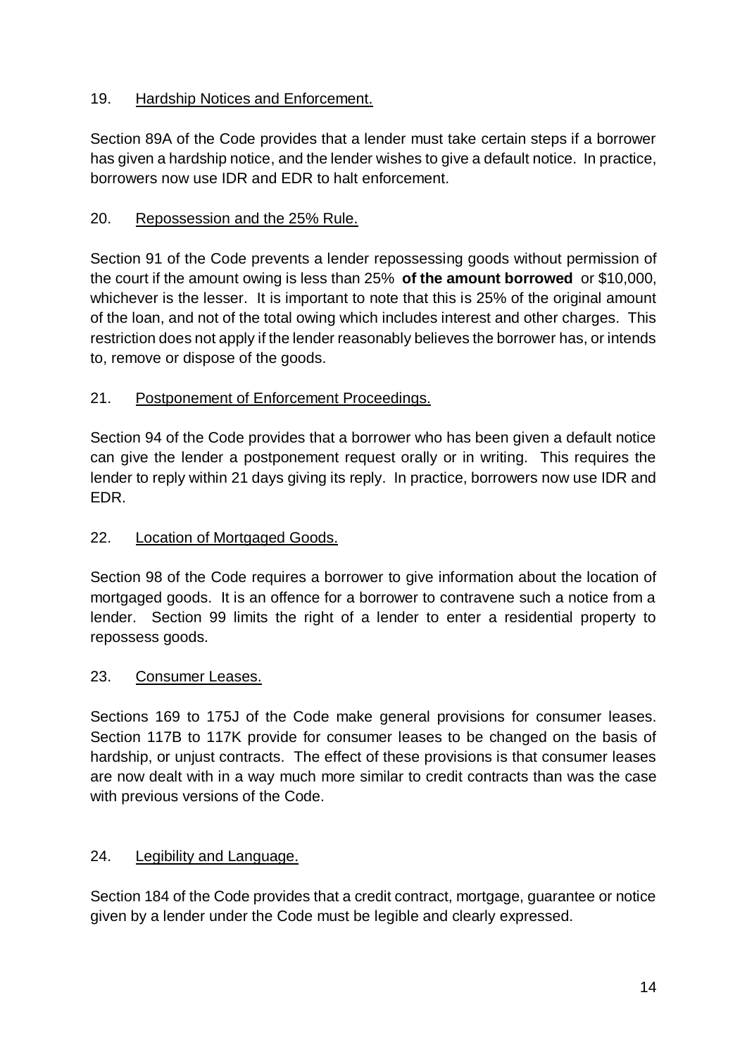19. Hardship Notices and Enforcement.

Section 89A of the Code provides that a lender must take certain steps if a borrower has given a hardship notice, and the lender wishes to give a default notice. In practice, borrowers now use IDR and EDR to halt enforcement.

20. Repossession and the 25% Rule.

Section 91 of the Code prevents a lender repossessing goods without permission of the court if the amount owing is less than 25% **of the amount borrowed** or $10,000, whichever is the lesser. It is important to note that this is 25% of the original amount of the loan, and not of the total owing which includes interest and other charges. This restriction does not apply if the lender reasonably believes the borrower has, or intends to, remove or dispose of the goods.

21. Postponement of Enforcement Proceedings.

Section 94 of the Code provides that a borrower who has been given a default notice can give the lender a postponement request orally or in writing. This requires the lender to reply within 21 days giving its reply. In practice, borrowers now use IDR and EDR.

22. Location of Mortgaged Goods.

Section 98 of the Code requires a borrower to give information about the location of mortgaged goods. It is an offence for a borrower to contravene such a notice from a lender. Section 99 limits the right of a lender to enter a residential property to repossess goods.

23. Consumer Leases.

Sections 169 to 175J of the Code make general provisions for consumer leases. Section 117B to 117K provide for consumer leases to be changed on the basis of hardship, or unjust contracts. The effect of these provisions is that consumer leases are now dealt with in a way much more similar to credit contracts than was the case with previous versions of the Code.

24. Legibility and Language.

Section 184 of the Code provides that a credit contract, mortgage, guarantee or notice given by a lender under the Code must be legible and clearly expressed.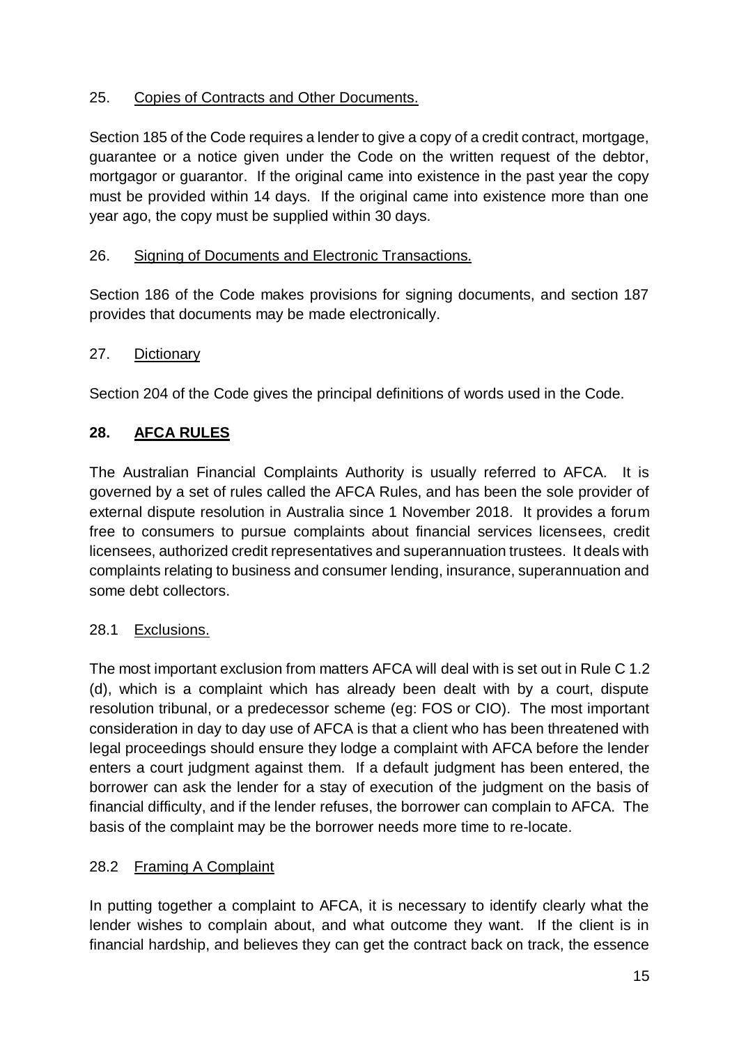25. Copies of Contracts and Other Documents.

Section 185 of the Code requires a lender to give a copy of a credit contract, mortgage, guarantee or a notice given under the Code on the written request of the debtor, mortgagor or guarantor. If the original came into existence in the past year the copy must be provided within 14 days. If the original came into existence more than one year ago, the copy must be supplied within 30 days.

26. Signing of Documents and Electronic Transactions.

Section 186 of the Code makes provisions for signing documents, and section 187 provides that documents may be made electronically.

27. Dictionary

Section 204 of the Code gives the principal definitions of words used in the Code.

## 28. AFCA RULES

The Australian Financial Complaints Authority is usually referred to AFCA. It is governed by a set of rules called the AFCA Rules, and has been the sole provider of external dispute resolution in Australia since 1 November 2018. It provides a forum free to consumers to pursue complaints about financial services licensees, credit licensees, authorized credit representatives and superannuation trustees. It deals with complaints relating to business and consumer lending, insurance, superannuation and some debt collectors.

28.1 Exclusions.

The most important exclusion from matters AFCA will deal with is set out in Rule C 1.2 (d), which is a complaint which has already been dealt with by a court, dispute resolution tribunal, or a predecessor scheme (eg: FOS or CIO). The most important consideration in day to day use of AFCA is that a client who has been threatened with legal proceedings should ensure they lodge a complaint with AFCA before the lender enters a court judgment against them. If a default judgment has been entered, the borrower can ask the lender for a stay of execution of the judgment on the basis of financial difficulty, and if the lender refuses, the borrower can complain to AFCA. The basis of the complaint may be the borrower needs more time to re-locate.

28.2 Framing A Complaint

In putting together a complaint to AFCA, it is necessary to identify clearly what the lender wishes to complain about, and what outcome they want. If the client is in financial hardship, and believes they can get the contract back on track, the essence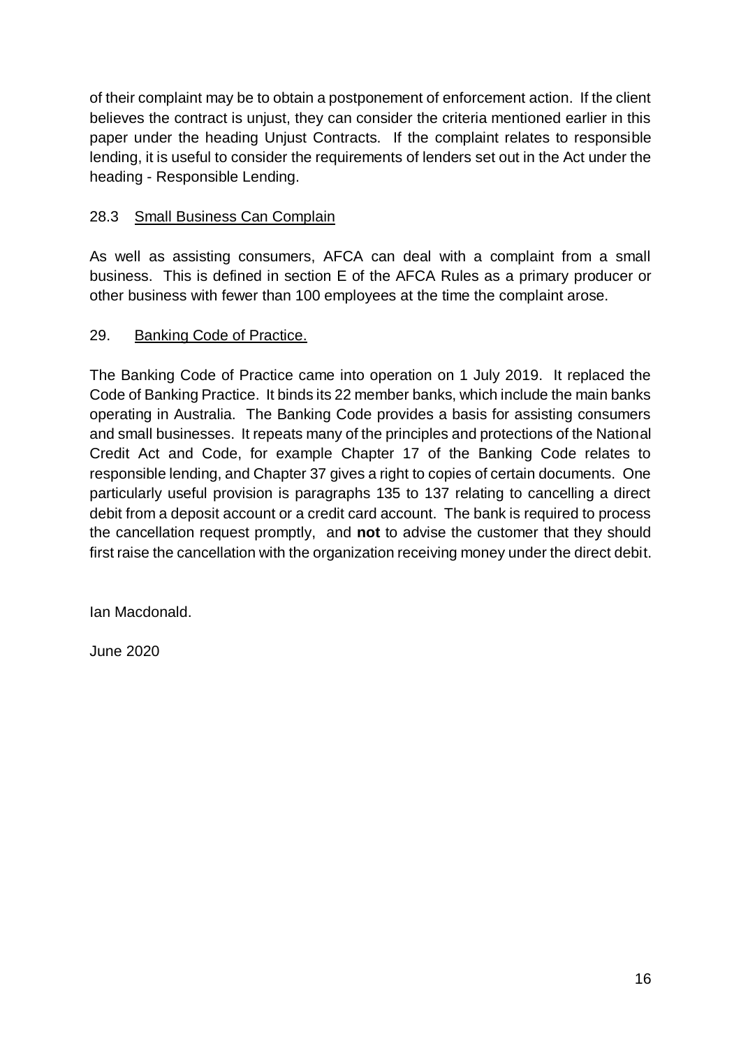of their complaint may be to obtain a postponement of enforcement action. If the client believes the contract is unjust, they can consider the criteria mentioned earlier in this paper under the heading Unjust Contracts. If the complaint relates to responsible lending, it is useful to consider the requirements of lenders set out in the Act under the heading - Responsible Lending.

### 28.3 Small Business Can Complain

As well as assisting consumers, AFCA can deal with a complaint from a small business. This is defined in section E of the AFCA Rules as a primary producer or other business with fewer than 100 employees at the time the complaint arose.

## 29. Banking Code of Practice.

The Banking Code of Practice came into operation on 1 July 2019. It replaced the Code of Banking Practice. It binds its 22 member banks, which include the main banks operating in Australia. The Banking Code provides a basis for assisting consumers and small businesses. It repeats many of the principles and protections of the National Credit Act and Code, for example Chapter 17 of the Banking Code relates to responsible lending, and Chapter 37 gives a right to copies of certain documents. One particularly useful provision is paragraphs 135 to 137 relating to cancelling a direct debit from a deposit account or a credit card account. The bank is required to process the cancellation request promptly, and **not** to advise the customer that they should first raise the cancellation with the organization receiving money under the direct debit.

Ian Macdonald.

June 2020